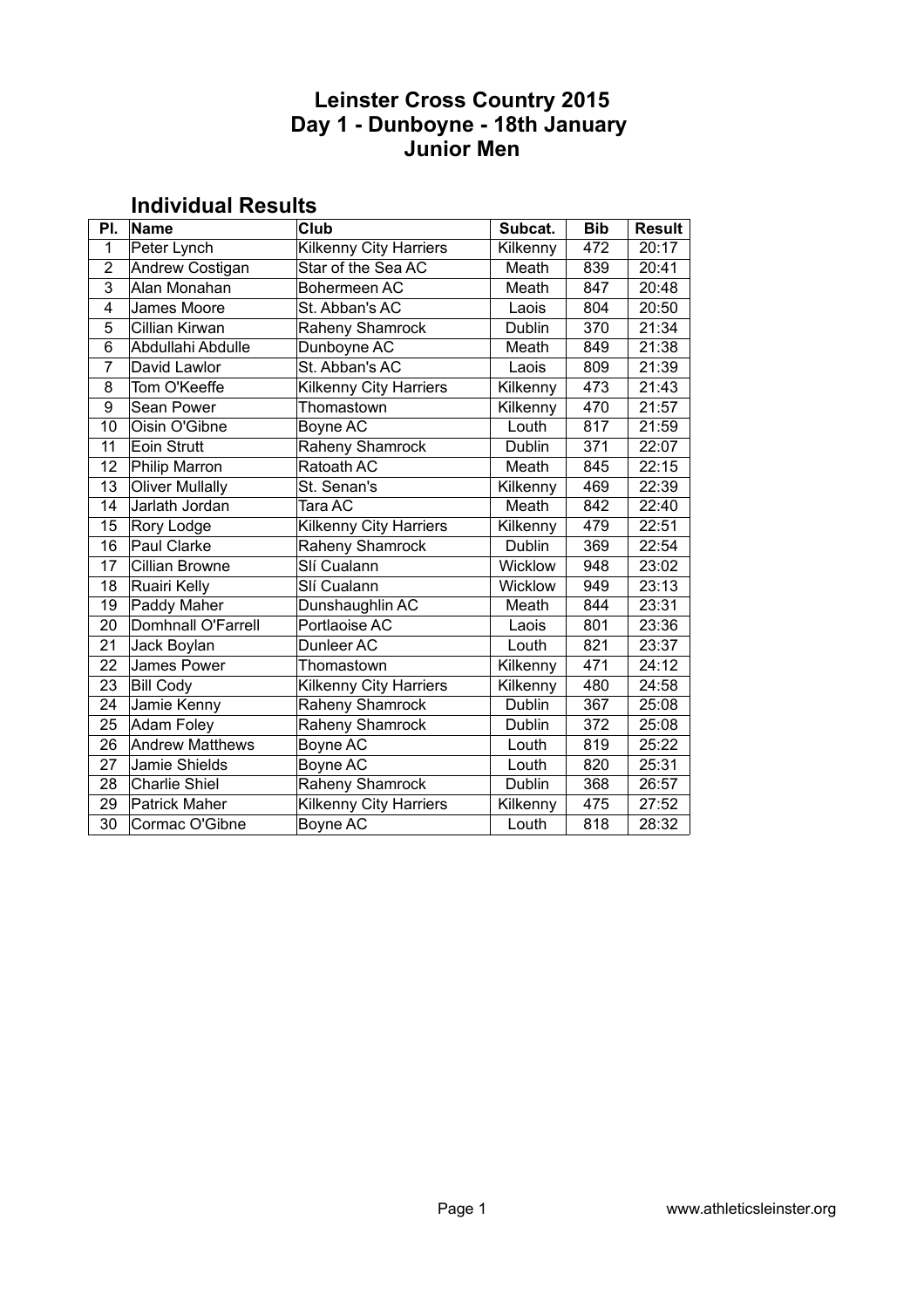# Leinster Cross Country 2015
## Day 1 - Dunboyne - 18th January
## Junior Men

### Individual Results

| Pl. | Name | Club | Subcat. | Bib | Result |
|---|---|---|---|---|---|
| 1 | Peter Lynch | Kilkenny City Harriers | Kilkenny | 472 | 20:17 |
| 2 | Andrew Costigan | Star of the Sea AC | Meath | 839 | 20:41 |
| 3 | Alan Monahan | Bohermeen AC | Meath | 847 | 20:48 |
| 4 | James Moore | St. Abban's AC | Laois | 804 | 20:50 |
| 5 | Cillian Kirwan | Raheny Shamrock | Dublin | 370 | 21:34 |
| 6 | Abdullahi Abdulle | Dunboyne AC | Meath | 849 | 21:38 |
| 7 | David Lawlor | St. Abban's AC | Laois | 809 | 21:39 |
| 8 | Tom O'Keeffe | Kilkenny City Harriers | Kilkenny | 473 | 21:43 |
| 9 | Sean Power | Thomastown | Kilkenny | 470 | 21:57 |
| 10 | Oisin O'Gibne | Boyne AC | Louth | 817 | 21:59 |
| 11 | Eoin Strutt | Raheny Shamrock | Dublin | 371 | 22:07 |
| 12 | Philip Marron | Ratoath AC | Meath | 845 | 22:15 |
| 13 | Oliver Mullally | St. Senan's | Kilkenny | 469 | 22:39 |
| 14 | Jarlath Jordan | Tara AC | Meath | 842 | 22:40 |
| 15 | Rory Lodge | Kilkenny City Harriers | Kilkenny | 479 | 22:51 |
| 16 | Paul Clarke | Raheny Shamrock | Dublin | 369 | 22:54 |
| 17 | Cillian Browne | Slí Cualann | Wicklow | 948 | 23:02 |
| 18 | Ruairi Kelly | Slí Cualann | Wicklow | 949 | 23:13 |
| 19 | Paddy Maher | Dunshaughlin AC | Meath | 844 | 23:31 |
| 20 | Domhnall O'Farrell | Portlaoise AC | Laois | 801 | 23:36 |
| 21 | Jack Boylan | Dunleer AC | Louth | 821 | 23:37 |
| 22 | James Power | Thomastown | Kilkenny | 471 | 24:12 |
| 23 | Bill Cody | Kilkenny City Harriers | Kilkenny | 480 | 24:58 |
| 24 | Jamie Kenny | Raheny Shamrock | Dublin | 367 | 25:08 |
| 25 | Adam Foley | Raheny Shamrock | Dublin | 372 | 25:08 |
| 26 | Andrew Matthews | Boyne AC | Louth | 819 | 25:22 |
| 27 | Jamie Shields | Boyne AC | Louth | 820 | 25:31 |
| 28 | Charlie Shiel | Raheny Shamrock | Dublin | 368 | 26:57 |
| 29 | Patrick Maher | Kilkenny City Harriers | Kilkenny | 475 | 27:52 |
| 30 | Cormac O'Gibne | Boyne AC | Louth | 818 | 28:32 |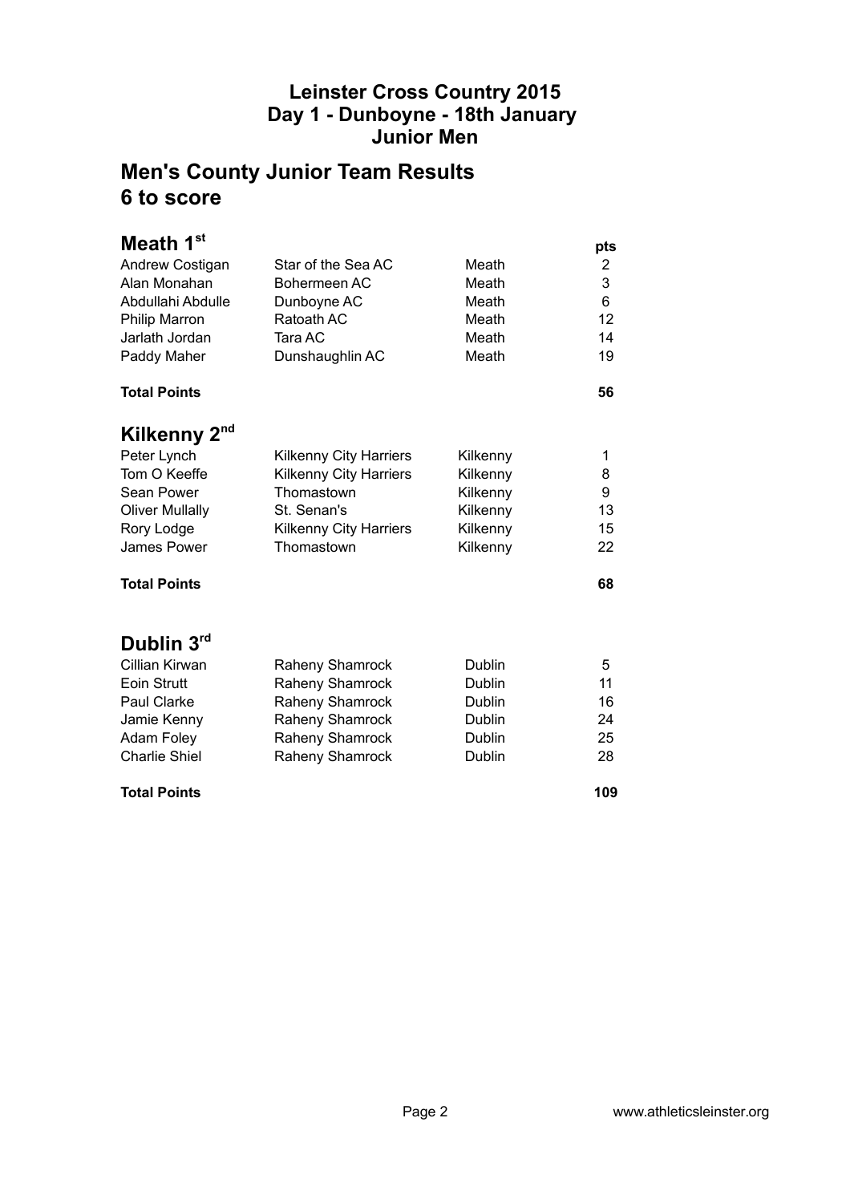# Leinster Cross Country 2015
# Day 1 - Dunboyne - 18th January
# Junior Men

## Men's County Junior Team Results
## 6 to score

### Meath 1st

| | | | pts |
|---|---|---|---|
| Andrew Costigan | Star of the Sea AC | Meath | 2 |
| Alan Monahan | Bohermeen AC | Meath | 3 |
| Abdullahi Abdulle | Dunboyne AC | Meath | 6 |
| Philip Marron | Ratoath AC | Meath | 12 |
| Jarlath Jordan | Tara AC | Meath | 14 |
| Paddy Maher | Dunshaughlin AC | Meath | 19 |
| **Total Points** | | | **56** |

### Kilkenny 2nd

| | | | |
|---|---|---|---|
| Peter Lynch | Kilkenny City Harriers | Kilkenny | 1 |
| Tom O Keeffe | Kilkenny City Harriers | Kilkenny | 8 |
| Sean Power | Thomastown | Kilkenny | 9 |
| Oliver Mullally | St. Senan's | Kilkenny | 13 |
| Rory Lodge | Kilkenny City Harriers | Kilkenny | 15 |
| James Power | Thomastown | Kilkenny | 22 |
| **Total Points** | | | **68** |

### Dublin 3rd

| | | | |
|---|---|---|---|
| Cillian Kirwan | Raheny Shamrock | Dublin | 5 |
| Eoin Strutt | Raheny Shamrock | Dublin | 11 |
| Paul Clarke | Raheny Shamrock | Dublin | 16 |
| Jamie Kenny | Raheny Shamrock | Dublin | 24 |
| Adam Foley | Raheny Shamrock | Dublin | 25 |
| Charlie Shiel | Raheny Shamrock | Dublin | 28 |
| **Total Points** | | | **109** |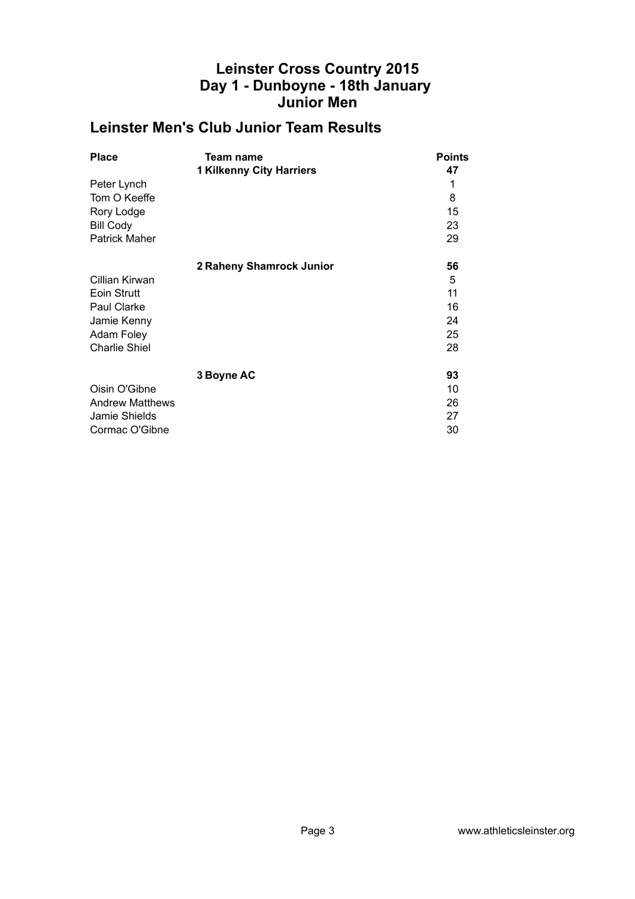# Leinster Cross Country 2015
# Day 1 - Dunboyne - 18th January
# Junior Men

## Leinster Men's Club Junior Team Results

| Place | Team name | Points |
|---|---|---|
| | **1 Kilkenny City Harriers** | **47** |
| Peter Lynch | | 1 |
| Tom O Keeffe | | 8 |
| Rory Lodge | | 15 |
| Bill Cody | | 23 |
| Patrick Maher | | 29 |
| | **2 Raheny Shamrock Junior** | **56** |
| Cillian Kirwan | | 5 |
| Eoin Strutt | | 11 |
| Paul Clarke | | 16 |
| Jamie Kenny | | 24 |
| Adam Foley | | 25 |
| Charlie Shiel | | 28 |
| | **3 Boyne AC** | **93** |
| Oisin O'Gibne | | 10 |
| Andrew Matthews | | 26 |
| Jamie Shields | | 27 |
| Cormac O'Gibne | | 30 |

www.athleticsleinster.org